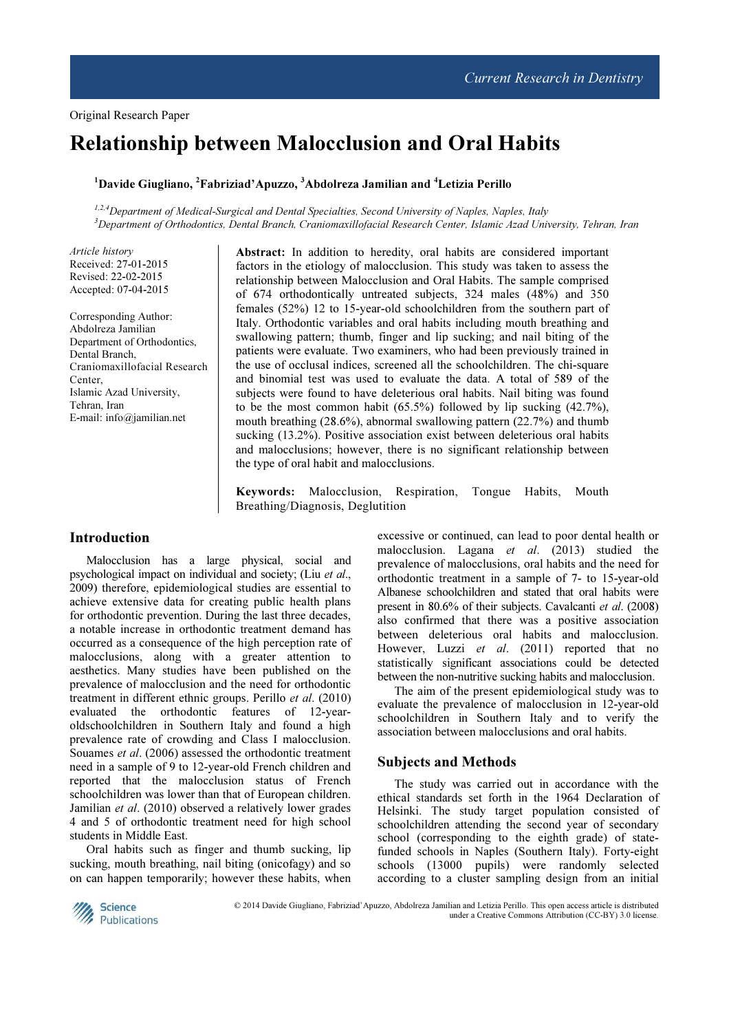Original Research Paper

# Relationship between Malocclusion and Oral Habits

[1]Davide Giugliano, [2]Fabriziad'Apuzzo, [3]Abdolreza Jamilian and [4]Letizia Perillo

*[1,2,4]Department of Medical-Surgical and Dental Specialties, Second University of Naples, Naples, Italy*
*[3]Department of Orthodontics, Dental Branch, Craniomaxillofacial Research Center, Islamic Azad University, Tehran, Iran*

*Article history*
Received: 27-01-2015
Revised: 22-02-2015
Accepted: 07-04-2015

Corresponding Author:
Abdolreza Jamilian
Department of Orthodontics,
Dental Branch,
Craniomaxillofacial Research Center,
Islamic Azad University,
Tehran, Iran
E-mail: info@jamilian.net

**Abstract:** In addition to heredity, oral habits are considered important factors in the etiology of malocclusion. This study was taken to assess the relationship between Malocclusion and Oral Habits. The sample comprised of 674 orthodontically untreated subjects, 324 males (48%) and 350 females (52%) 12 to 15-year-old schoolchildren from the southern part of Italy. Orthodontic variables and oral habits including mouth breathing and swallowing pattern; thumb, finger and lip sucking; and nail biting of the patients were evaluate. Two examiners, who had been previously trained in the use of occlusal indices, screened all the schoolchildren. The chi-square and binomial test was used to evaluate the data. A total of 589 of the subjects were found to have deleterious oral habits. Nail biting was found to be the most common habit (65.5%) followed by lip sucking (42.7%), mouth breathing (28.6%), abnormal swallowing pattern (22.7%) and thumb sucking (13.2%). Positive association exist between deleterious oral habits and malocclusions; however, there is no significant relationship between the type of oral habit and malocclusions.

**Keywords:** Malocclusion, Respiration, Tongue Habits, Mouth Breathing/Diagnosis, Deglutition

## Introduction

Malocclusion has a large physical, social and psychological impact on individual and society; (Liu *et al*., 2009) therefore, epidemiological studies are essential to achieve extensive data for creating public health plans for orthodontic prevention. During the last three decades, a notable increase in orthodontic treatment demand has occurred as a consequence of the high perception rate of malocclusions, along with a greater attention to aesthetics. Many studies have been published on the prevalence of malocclusion and the need for orthodontic treatment in different ethnic groups. Perillo *et al*. (2010) evaluated the orthodontic features of 12-year-oldschoolchildren in Southern Italy and found a high prevalence rate of crowding and Class I malocclusion. Souames *et al*. (2006) assessed the orthodontic treatment need in a sample of 9 to 12-year-old French children and reported that the malocclusion status of French schoolchildren was lower than that of European children. Jamilian *et al*. (2010) observed a relatively lower grades 4 and 5 of orthodontic treatment need for high school students in Middle East.

Oral habits such as finger and thumb sucking, lip sucking, mouth breathing, nail biting (onicofagy) and so on can happen temporarily; however these habits, when excessive or continued, can lead to poor dental health or malocclusion. Lagana *et al*. (2013) studied the prevalence of malocclusions, oral habits and the need for orthodontic treatment in a sample of 7- to 15-year-old Albanese schoolchildren and stated that oral habits were present in 80.6% of their subjects. Cavalcanti *et al*. (2008) also confirmed that there was a positive association between deleterious oral habits and malocclusion. However, Luzzi *et al*. (2011) reported that no statistically significant associations could be detected between the non-nutritive sucking habits and malocclusion.

The aim of the present epidemiological study was to evaluate the prevalence of malocclusion in 12-year-old schoolchildren in Southern Italy and to verify the association between malocclusions and oral habits.

## Subjects and Methods

The study was carried out in accordance with the ethical standards set forth in the 1964 Declaration of Helsinki. The study target population consisted of schoolchildren attending the second year of secondary school (corresponding to the eighth grade) of state-funded schools in Naples (Southern Italy). Forty-eight schools (13000 pupils) were randomly selected according to a cluster sampling design from an initial

© 2014 Davide Giugliano, Fabriziad'Apuzzo, Abdolreza Jamilian and Letizia Perillo. This open access article is distributed under a Creative Commons Attribution (CC-BY) 3.0 license.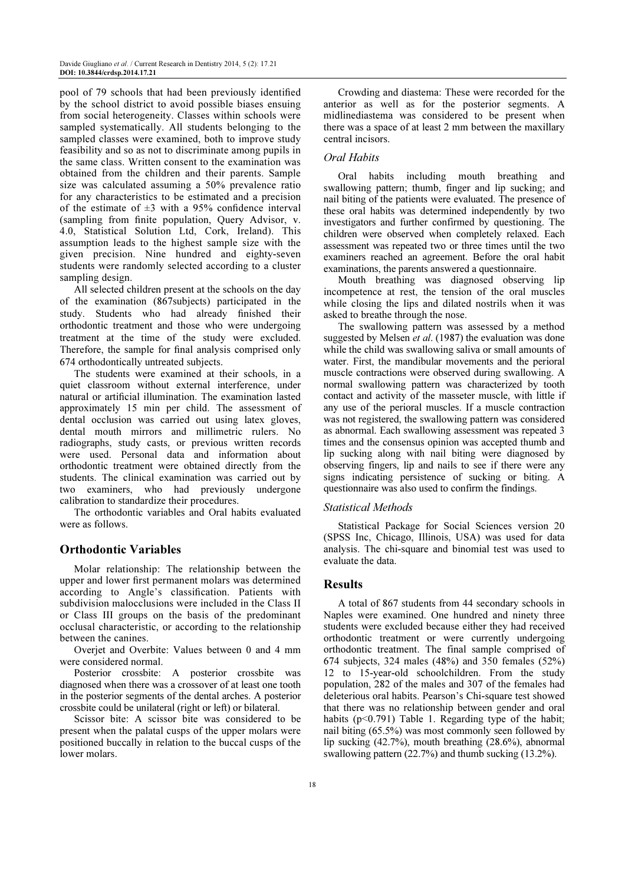pool of 79 schools that had been previously identified by the school district to avoid possible biases ensuing from social heterogeneity. Classes within schools were sampled systematically. All students belonging to the sampled classes were examined, both to improve study feasibility and so as not to discriminate among pupils in the same class. Written consent to the examination was obtained from the children and their parents. Sample size was calculated assuming a 50% prevalence ratio for any characteristics to be estimated and a precision of the estimate of ±3 with a 95% confidence interval (sampling from finite population, Query Advisor, v. 4.0, Statistical Solution Ltd, Cork, Ireland). This assumption leads to the highest sample size with the given precision. Nine hundred and eighty-seven students were randomly selected according to a cluster sampling design.

All selected children present at the schools on the day of the examination (867subjects) participated in the study. Students who had already finished their orthodontic treatment and those who were undergoing treatment at the time of the study were excluded. Therefore, the sample for final analysis comprised only 674 orthodontically untreated subjects.

The students were examined at their schools, in a quiet classroom without external interference, under natural or artificial illumination. The examination lasted approximately 15 min per child. The assessment of dental occlusion was carried out using latex gloves, dental mouth mirrors and millimetric rulers. No radiographs, study casts, or previous written records were used. Personal data and information about orthodontic treatment were obtained directly from the students. The clinical examination was carried out by two examiners, who had previously undergone calibration to standardize their procedures.

The orthodontic variables and Oral habits evaluated were as follows.

## Orthodontic Variables

Molar relationship: The relationship between the upper and lower first permanent molars was determined according to Angle's classification. Patients with subdivision malocclusions were included in the Class II or Class III groups on the basis of the predominant occlusal characteristic, or according to the relationship between the canines.

Overjet and Overbite: Values between 0 and 4 mm were considered normal.

Posterior crossbite: A posterior crossbite was diagnosed when there was a crossover of at least one tooth in the posterior segments of the dental arches. A posterior crossbite could be unilateral (right or left) or bilateral.

Scissor bite: A scissor bite was considered to be present when the palatal cusps of the upper molars were positioned buccally in relation to the buccal cusps of the lower molars.

Crowding and diastema: These were recorded for the anterior as well as for the posterior segments. A midlinediastema was considered to be present when there was a space of at least 2 mm between the maxillary central incisors.

### *Oral Habits*

Oral habits including mouth breathing and swallowing pattern; thumb, finger and lip sucking; and nail biting of the patients were evaluated. The presence of these oral habits was determined independently by two investigators and further confirmed by questioning. The children were observed when completely relaxed. Each assessment was repeated two or three times until the two examiners reached an agreement. Before the oral habit examinations, the parents answered a questionnaire.

Mouth breathing was diagnosed observing lip incompetence at rest, the tension of the oral muscles while closing the lips and dilated nostrils when it was asked to breathe through the nose.

The swallowing pattern was assessed by a method suggested by Melsen *et al*. (1987) the evaluation was done while the child was swallowing saliva or small amounts of water. First, the mandibular movements and the perioral muscle contractions were observed during swallowing. A normal swallowing pattern was characterized by tooth contact and activity of the masseter muscle, with little if any use of the perioral muscles. If a muscle contraction was not registered, the swallowing pattern was considered as abnormal. Each swallowing assessment was repeated 3 times and the consensus opinion was accepted thumb and lip sucking along with nail biting were diagnosed by observing fingers, lip and nails to see if there were any signs indicating persistence of sucking or biting. A questionnaire was also used to confirm the findings.

### *Statistical Methods*

Statistical Package for Social Sciences version 20 (SPSS Inc, Chicago, Illinois, USA) was used for data analysis. The chi-square and binomial test was used to evaluate the data.

## Results

A total of 867 students from 44 secondary schools in Naples were examined. One hundred and ninety three students were excluded because either they had received orthodontic treatment or were currently undergoing orthodontic treatment. The final sample comprised of 674 subjects, 324 males (48%) and 350 females (52%) 12 to 15-year-old schoolchildren. From the study population, 282 of the males and 307 of the females had deleterious oral habits. Pearson's Chi-square test showed that there was no relationship between gender and oral habits ($p<0.791$) Table 1. Regarding type of the habit; nail biting (65.5%) was most commonly seen followed by lip sucking (42.7%), mouth breathing (28.6%), abnormal swallowing pattern (22.7%) and thumb sucking (13.2%).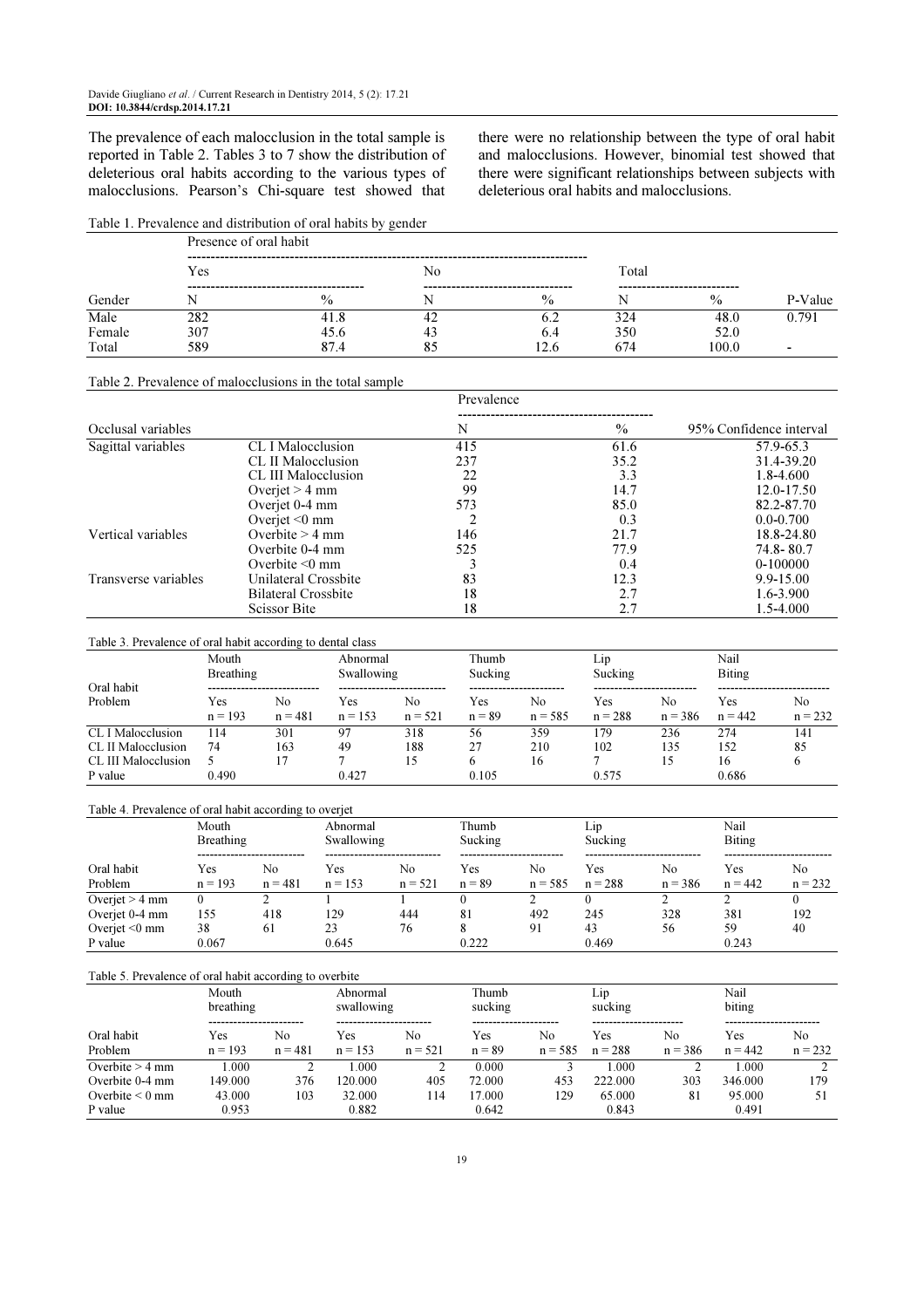The prevalence of each malocclusion in the total sample is reported in Table 2. Tables 3 to 7 show the distribution of deleterious oral habits according to the various types of malocclusions. Pearson's Chi-square test showed that there were no relationship between the type of oral habit and malocclusions. However, binomial test showed that there were significant relationships between subjects with deleterious oral habits and malocclusions.

Table 1. Prevalence and distribution of oral habits by gender

| | Presence of oral habit | | | | | | |
|---|---|---|---|---|---|---|---|
| | Yes | | No | | Total | | |
| Gender | N | % | N | % | N | % | P-Value |
| Male | 282 | 41.8 | 42 | 6.2 | 324 | 48.0 | 0.791 |
| Female | 307 | 45.6 | 43 | 6.4 | 350 | 52.0 | |
| Total | 589 | 87.4 | 85 | 12.6 | 674 | 100.0 | - |

Table 2. Prevalence of malocclusions in the total sample

| | | Prevalence | | |
|---|---|---|---|---|
| Occlusal variables | | N | % | 95% Confidence interval |
| Sagittal variables | CL I Malocclusion | 415 | 61.6 | 57.9-65.3 |
| | CL II Malocclusion | 237 | 35.2 | 31.4-39.20 |
| | CL III Malocclusion | 22 | 3.3 | 1.8-4.600 |
| | Overjet > 4 mm | 99 | 14.7 | 12.0-17.50 |
| | Overjet 0-4 mm | 573 | 85.0 | 82.2-87.70 |
| | Overjet <0 mm | 2 | 0.3 | 0.0-0.700 |
| Vertical variables | Overbite > 4 mm | 146 | 21.7 | 18.8-24.80 |
| | Overbite 0-4 mm | 525 | 77.9 | 74.8- 80.7 |
| | Overbite <0 mm | 3 | 0.4 | 0-100000 |
| Transverse variables | Unilateral Crossbite | 83 | 12.3 | 9.9-15.00 |
| | Bilateral Crossbite | 18 | 2.7 | 1.6-3.900 |
| | Scissor Bite | 18 | 2.7 | 1.5-4.000 |

Table 3. Prevalence of oral habit according to dental class

| Oral habit | Mouth Breathing | | Abnormal Swallowing | | Thumb Sucking | | Lip Sucking | | Nail Biting | |
|---|---|---|---|---|---|---|---|---|---|---|
| Problem | Yes n = 193 | No n = 481 | Yes n = 153 | No n = 521 | Yes n = 89 | No n = 585 | Yes n = 288 | No n = 386 | Yes n = 442 | No n = 232 |
| CL I Malocclusion | 114 | 301 | 97 | 318 | 56 | 359 | 179 | 236 | 274 | 141 |
| CL II Malocclusion | 74 | 163 | 49 | 188 | 27 | 210 | 102 | 135 | 152 | 85 |
| CL III Malocclusion | 5 | 17 | 7 | 15 | 6 | 16 | 7 | 15 | 16 | 6 |
| P value | 0.490 | | 0.427 | | 0.105 | | 0.575 | | 0.686 | |

Table 4. Prevalence of oral habit according to overjet

| Oral habit | Mouth Breathing | | Abnormal Swallowing | | Thumb Sucking | | Lip Sucking | | Nail Biting | |
|---|---|---|---|---|---|---|---|---|---|---|
| Problem | Yes n = 193 | No n = 481 | Yes n = 153 | No n = 521 | Yes n = 89 | No n = 585 | Yes n = 288 | No n = 386 | Yes n = 442 | No n = 232 |
| Overjet > 4 mm | 0 | 2 | 1 | 1 | 0 | 2 | 0 | 2 | 2 | 0 |
| Overjet 0-4 mm | 155 | 418 | 129 | 444 | 81 | 492 | 245 | 328 | 381 | 192 |
| Overjet <0 mm | 38 | 61 | 23 | 76 | 8 | 91 | 43 | 56 | 59 | 40 |
| P value | 0.067 | | 0.645 | | 0.222 | | 0.469 | | 0.243 | |

Table 5. Prevalence of oral habit according to overbite

| Oral habit | Mouth breathing | | Abnormal swallowing | | Thumb sucking | | Lip sucking | | Nail biting | |
|---|---|---|---|---|---|---|---|---|---|---|
| Problem | Yes n = 193 | No n = 481 | Yes n = 153 | No n = 521 | Yes n = 89 | No n = 585 | Yes n = 288 | No n = 386 | Yes n = 442 | No n = 232 |
| Overbite > 4 mm | 1.000 | 2 | 1.000 | 2 | 0.000 | 3 | 1.000 | 2 | 1.000 | 2 |
| Overbite 0-4 mm | 149.000 | 376 | 120.000 | 405 | 72.000 | 453 | 222.000 | 303 | 346.000 | 179 |
| Overbite < 0 mm | 43.000 | 103 | 32.000 | 114 | 17.000 | 129 | 65.000 | 81 | 95.000 | 51 |
| P value | 0.953 | | 0.882 | | 0.642 | | 0.843 | | 0.491 | |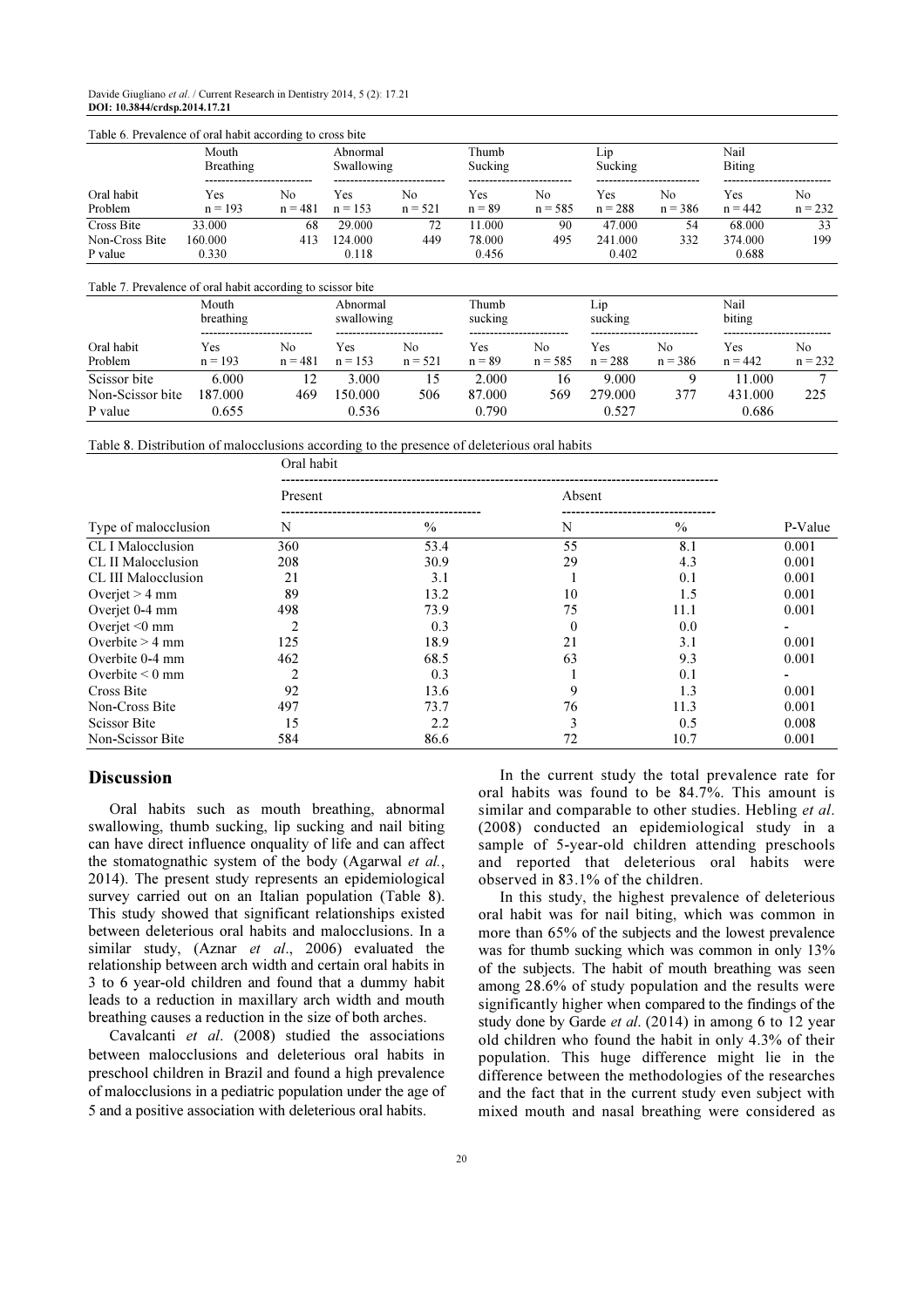Table 6. Prevalence of oral habit according to cross bite

| Oral habit Problem | Mouth Breathing Yes n = 193 | Mouth Breathing No n = 481 | Abnormal Swallowing Yes n = 153 | Abnormal Swallowing No n = 521 | Thumb Sucking Yes n = 89 | Thumb Sucking No n = 585 | Lip Sucking Yes n = 288 | Lip Sucking No n = 386 | Nail Biting Yes n = 442 | Nail Biting No n = 232 |
|---|---|---|---|---|---|---|---|---|---|---|
| Cross Bite | 33.000 | 68 | 29.000 | 72 | 11.000 | 90 | 47.000 | 54 | 68.000 | 33 |
| Non-Cross Bite | 160.000 | 413 | 124.000 | 449 | 78.000 | 495 | 241.000 | 332 | 374.000 | 199 |
| P value | 0.330 | | 0.118 | | 0.456 | | 0.402 | | 0.688 | |

Table 7. Prevalence of oral habit according to scissor bite

| Oral habit Problem | Mouth breathing Yes n = 193 | Mouth breathing No n = 481 | Abnormal swallowing Yes n = 153 | Abnormal swallowing No n = 521 | Thumb sucking Yes n = 89 | Thumb sucking No n = 585 | Lip sucking Yes n = 288 | Lip sucking No n = 386 | Nail biting Yes n = 442 | Nail biting No n = 232 |
|---|---|---|---|---|---|---|---|---|---|---|
| Scissor bite | 6.000 | 12 | 3.000 | 15 | 2.000 | 16 | 9.000 | 9 | 11.000 | 7 |
| Non-Scissor bite | 187.000 | 469 | 150.000 | 506 | 87.000 | 569 | 279.000 | 377 | 431.000 | 225 |
| P value | 0.655 | | 0.536 | | 0.790 | | 0.527 | | 0.686 | |

Table 8. Distribution of malocclusions according to the presence of deleterious oral habits

| | Oral habit | | | | |
|---|---|---|---|---|---|
| | Present | | Absent | | |
| Type of malocclusion | N | % | N | % | P-Value |
| CL I Malocclusion | 360 | 53.4 | 55 | 8.1 | 0.001 |
| CL II Malocclusion | 208 | 30.9 | 29 | 4.3 | 0.001 |
| CL III Malocclusion | 21 | 3.1 | 1 | 0.1 | 0.001 |
| Overjet > 4 mm | 89 | 13.2 | 10 | 1.5 | 0.001 |
| Overjet 0-4 mm | 498 | 73.9 | 75 | 11.1 | 0.001 |
| Overjet <0 mm | 2 | 0.3 | 0 | 0.0 | - |
| Overbite > 4 mm | 125 | 18.9 | 21 | 3.1 | 0.001 |
| Overbite 0-4 mm | 462 | 68.5 | 63 | 9.3 | 0.001 |
| Overbite < 0 mm | 2 | 0.3 | 1 | 0.1 | - |
| Cross Bite | 92 | 13.6 | 9 | 1.3 | 0.001 |
| Non-Cross Bite | 497 | 73.7 | 76 | 11.3 | 0.001 |
| Scissor Bite | 15 | 2.2 | 3 | 0.5 | 0.008 |
| Non-Scissor Bite | 584 | 86.6 | 72 | 10.7 | 0.001 |

## Discussion

Oral habits such as mouth breathing, abnormal swallowing, thumb sucking, lip sucking and nail biting can have direct influence onquality of life and can affect the stomatognathic system of the body (Agarwal *et al.*, 2014). The present study represents an epidemiological survey carried out on an Italian population (Table 8). This study showed that significant relationships existed between deleterious oral habits and malocclusions. In a similar study, (Aznar *et al*., 2006) evaluated the relationship between arch width and certain oral habits in 3 to 6 year-old children and found that a dummy habit leads to a reduction in maxillary arch width and mouth breathing causes a reduction in the size of both arches.

Cavalcanti *et al*. (2008) studied the associations between malocclusions and deleterious oral habits in preschool children in Brazil and found a high prevalence of malocclusions in a pediatric population under the age of 5 and a positive association with deleterious oral habits.

In the current study the total prevalence rate for oral habits was found to be 84.7%. This amount is similar and comparable to other studies. Hebling *et al*. (2008) conducted an epidemiological study in a sample of 5-year-old children attending preschools and reported that deleterious oral habits were observed in 83.1% of the children.

In this study, the highest prevalence of deleterious oral habit was for nail biting, which was common in more than 65% of the subjects and the lowest prevalence was for thumb sucking which was common in only 13% of the subjects. The habit of mouth breathing was seen among 28.6% of study population and the results were significantly higher when compared to the findings of the study done by Garde *et al*. (2014) in among 6 to 12 year old children who found the habit in only 4.3% of their population. This huge difference might lie in the difference between the methodologies of the researches and the fact that in the current study even subject with mixed mouth and nasal breathing were considered as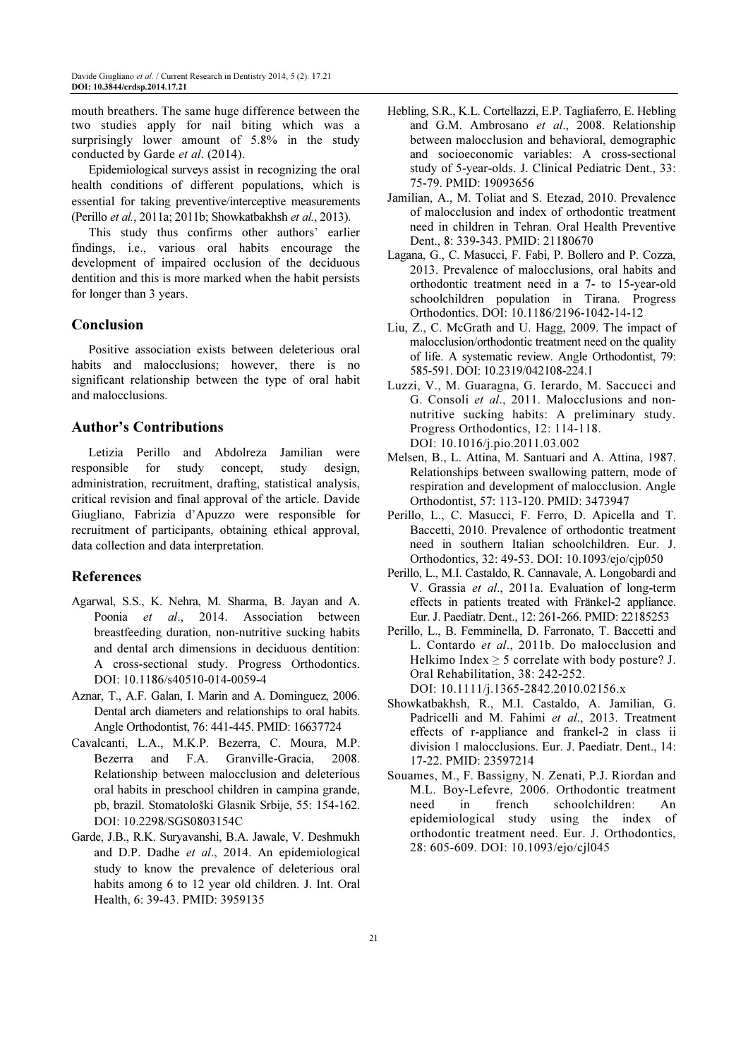mouth breathers. The same huge difference between the two studies apply for nail biting which was a surprisingly lower amount of 5.8% in the study conducted by Garde *et al*. (2014).

Epidemiological surveys assist in recognizing the oral health conditions of different populations, which is essential for taking preventive/interceptive measurements (Perillo *et al.*, 2011a; 2011b; Showkatbakhsh *et al.*, 2013).

This study thus confirms other authors' earlier findings, i.e., various oral habits encourage the development of impaired occlusion of the deciduous dentition and this is more marked when the habit persists for longer than 3 years.

## Conclusion

Positive association exists between deleterious oral habits and malocclusions; however, there is no significant relationship between the type of oral habit and malocclusions.

## Author's Contributions

Letizia Perillo and Abdolreza Jamilian were responsible for study concept, study design, administration, recruitment, drafting, statistical analysis, critical revision and final approval of the article. Davide Giugliano, Fabrizia d'Apuzzo were responsible for recruitment of participants, obtaining ethical approval, data collection and data interpretation.

## References

Agarwal, S.S., K. Nehra, M. Sharma, B. Jayan and A. Poonia *et al*., 2014. Association between breastfeeding duration, non-nutritive sucking habits and dental arch dimensions in deciduous dentition: A cross-sectional study. Progress Orthodontics. DOI: 10.1186/s40510-014-0059-4

Aznar, T., A.F. Galan, I. Marin and A. Dominguez, 2006. Dental arch diameters and relationships to oral habits. Angle Orthodontist, 76: 441-445. PMID: 16637724

Cavalcanti, L.A., M.K.P. Bezerra, C. Moura, M.P. Bezerra and F.A. Granville-Gracia, 2008. Relationship between malocclusion and deleterious oral habits in preschool children in campina grande, pb, brazil. Stomatološki Glasnik Srbije, 55: 154-162. DOI: 10.2298/SGS0803154C

Garde, J.B., R.K. Suryavanshi, B.A. Jawale, V. Deshmukh and D.P. Dadhe *et al*., 2014. An epidemiological study to know the prevalence of deleterious oral habits among 6 to 12 year old children. J. Int. Oral Health, 6: 39-43. PMID: 3959135

Hebling, S.R., K.L. Cortellazzi, E.P. Tagliaferro, E. Hebling and G.M. Ambrosano *et al*., 2008. Relationship between malocclusion and behavioral, demographic and socioeconomic variables: A cross-sectional study of 5-year-olds. J. Clinical Pediatric Dent., 33: 75-79. PMID: 19093656

Jamilian, A., M. Toliat and S. Etezad, 2010. Prevalence of malocclusion and index of orthodontic treatment need in children in Tehran. Oral Health Preventive Dent., 8: 339-343. PMID: 21180670

Lagana, G., C. Masucci, F. Fabi, P. Bollero and P. Cozza, 2013. Prevalence of malocclusions, oral habits and orthodontic treatment need in a 7- to 15-year-old schoolchildren population in Tirana. Progress Orthodontics. DOI: 10.1186/2196-1042-14-12

Liu, Z., C. McGrath and U. Hagg, 2009. The impact of malocclusion/orthodontic treatment need on the quality of life. A systematic review. Angle Orthodontist, 79: 585-591. DOI: 10.2319/042108-224.1

Luzzi, V., M. Guaragna, G. Ierardo, M. Saccucci and G. Consoli *et al*., 2011. Malocclusions and non-nutritive sucking habits: A preliminary study. Progress Orthodontics, 12: 114-118. DOI: 10.1016/j.pio.2011.03.002

Melsen, B., L. Attina, M. Santuari and A. Attina, 1987. Relationships between swallowing pattern, mode of respiration and development of malocclusion. Angle Orthodontist, 57: 113-120. PMID: 3473947

Perillo, L., C. Masucci, F. Ferro, D. Apicella and T. Baccetti, 2010. Prevalence of orthodontic treatment need in southern Italian schoolchildren. Eur. J. Orthodontics, 32: 49-53. DOI: 10.1093/ejo/cjp050

Perillo, L., M.I. Castaldo, R. Cannavale, A. Longobardi and V. Grassia *et al*., 2011a. Evaluation of long-term effects in patients treated with Fränkel-2 appliance. Eur. J. Paediatr. Dent., 12: 261-266. PMID: 22185253

Perillo, L., B. Femminella, D. Farronato, T. Baccetti and L. Contardo *et al*., 2011b. Do malocclusion and Helkimo Index ≥ 5 correlate with body posture? J. Oral Rehabilitation, 38: 242-252. DOI: 10.1111/j.1365-2842.2010.02156.x

Showkatbakhsh, R., M.I. Castaldo, A. Jamilian, G. Padricelli and M. Fahimi *et al*., 2013. Treatment effects of r-appliance and frankel-2 in class ii division 1 malocclusions. Eur. J. Paediatr. Dent., 14: 17-22. PMID: 23597214

Souames, M., F. Bassigny, N. Zenati, P.J. Riordan and M.L. Boy-Lefevre, 2006. Orthodontic treatment need in french schoolchildren: An epidemiological study using the index of orthodontic treatment need. Eur. J. Orthodontics, 28: 605-609. DOI: 10.1093/ejo/cjl045